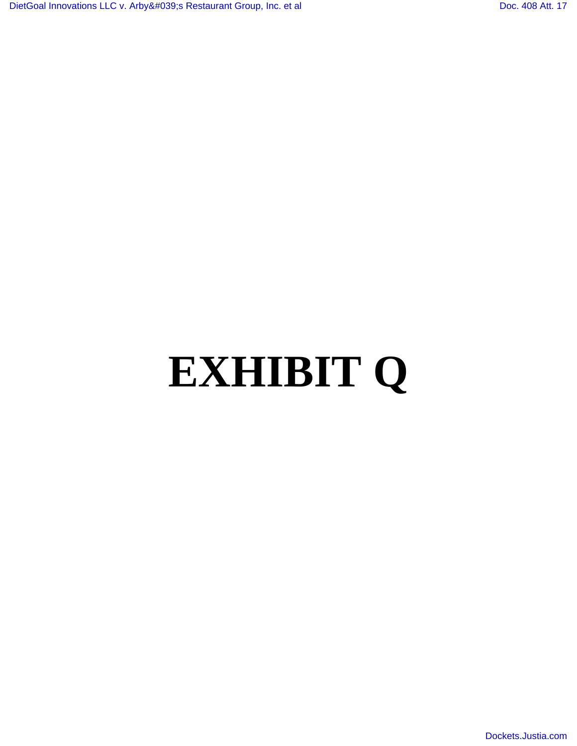# EXHIBIT Q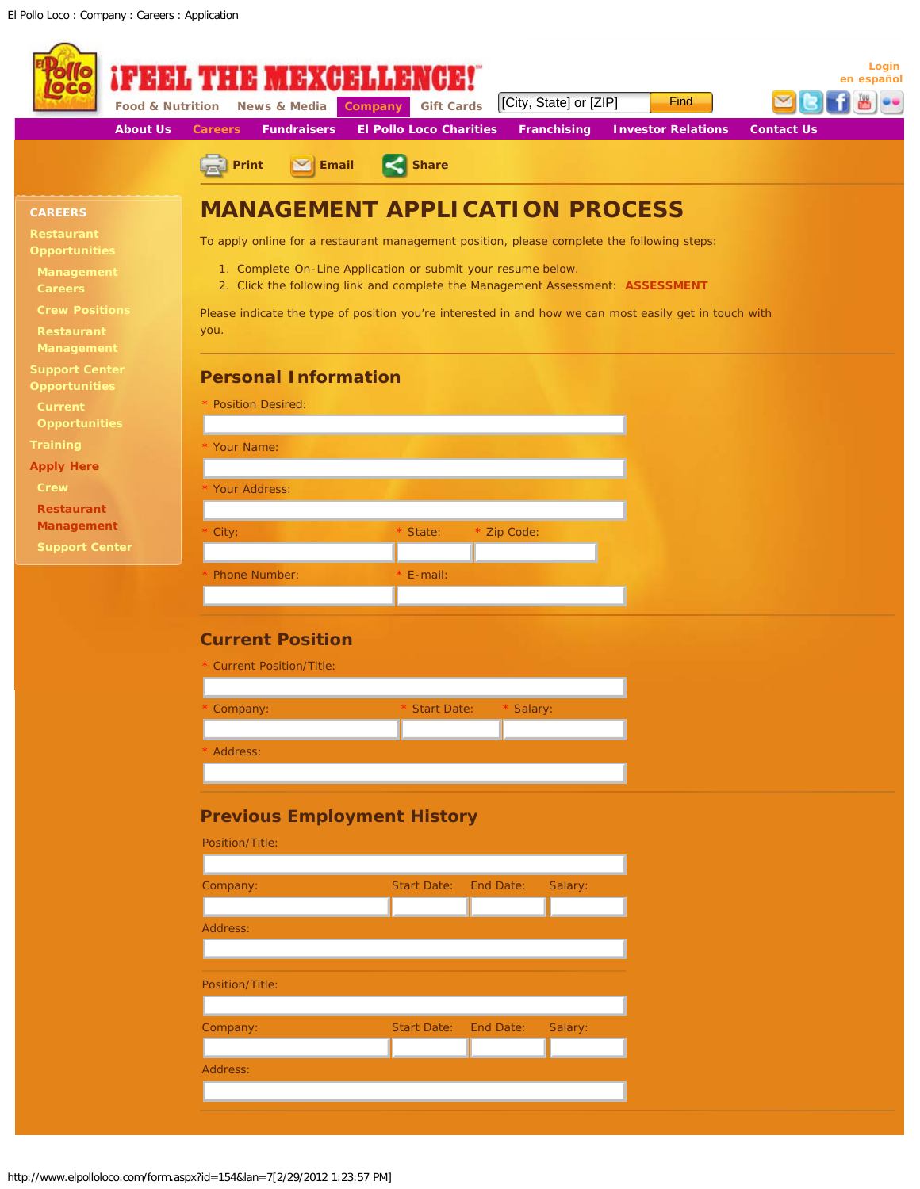El Pollo Loco : Company : Careers : Application

¡FEEL THE MEXCELLENCE!

Food & Nutrition News & Media **Company** Gift Cards

[City, State] or [ZIP] Find

Login
en español

About Us **Careers** Fundraisers El Pollo Loco Charities Franchising Investor Relations Contact Us

Print Email Share

**CAREERS**

- Restaurant Opportunities
  - Management Careers
  - Crew Positions
  - Restaurant Management
- Support Center Opportunities
  - Current Opportunities
- Training
- Apply Here
  - Crew
  - Restaurant Management
  - Support Center

# MANAGEMENT APPLICATION PROCESS

To apply online for a restaurant management position, please complete the following steps:

1. Complete On-Line Application or submit your resume below.
2. Click the following link and complete the Management Assessment: **ASSESSMENT**

Please indicate the type of position you're interested in and how we can most easily get in touch with you.

## Personal Information

* Position Desired:

* Your Name:

* Your Address:

* City: * State: * Zip Code:

* Phone Number: * E-mail:

## Current Position

* Current Position/Title:

* Company: * Start Date: * Salary:

* Address:

## Previous Employment History

Position/Title:

Company: Start Date: End Date: Salary:

Address:

Position/Title:

Company: Start Date: End Date: Salary:

Address:

http://www.elpolloloco.com/form.aspx?id=154&lan=7[2/29/2012 1:23:57 PM]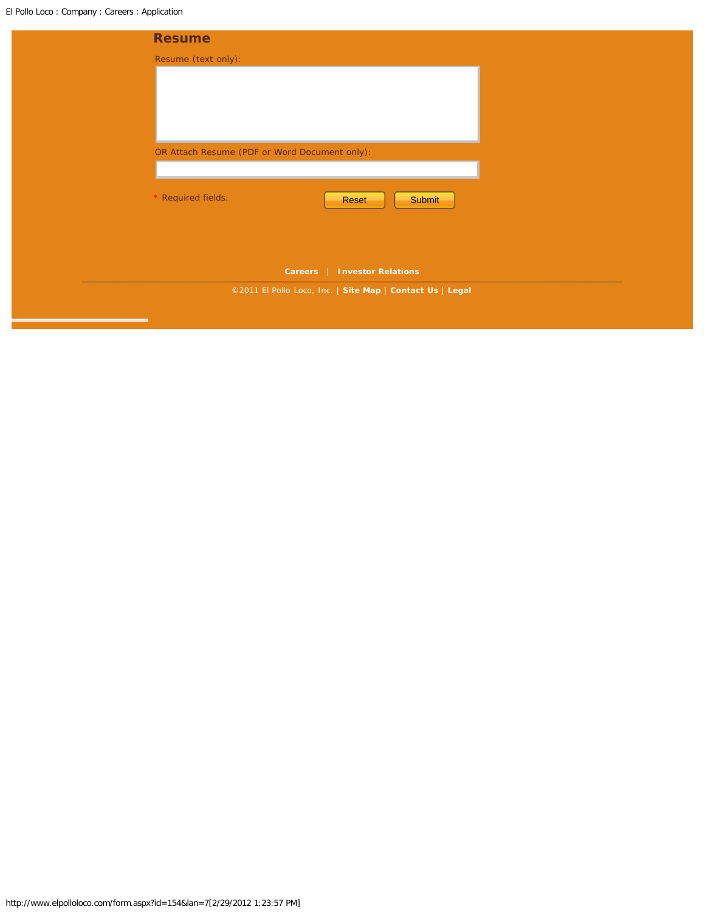## Resume

Resume (text only):

OR Attach Resume (PDF or Word Document only):

* Required fields.

Reset Submit

**Careers** | **Investor Relations**

©2011 El Pollo Loco, Inc. | **Site Map** | **Contact Us** | **Legal**